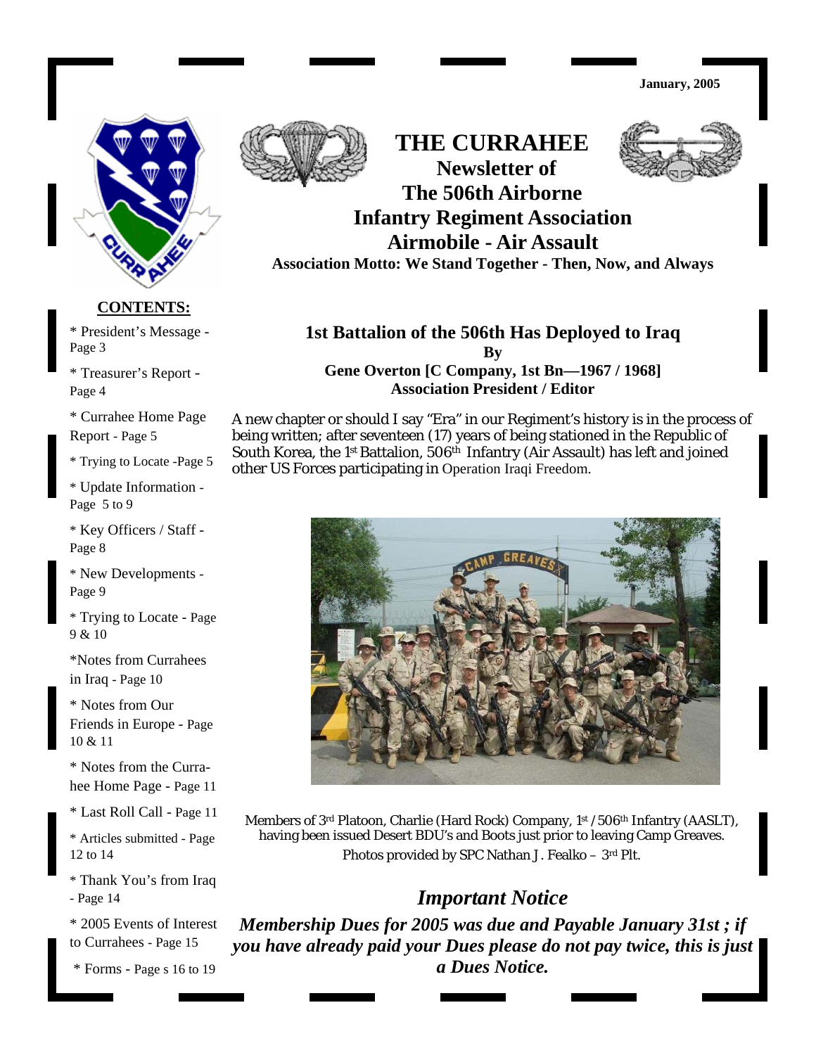January, 2005

# THE CURRAHEE

## Newsletter of The 506th Airborne Infantry Regiment Association Airmobile - Air Assault

**Association Motto: We Stand Together - Then, Now, and Always**

**CONTENTS:**

* President's Message - Page 3
* Treasurer's Report - Page 4
* Currahee Home Page Report - Page 5
* Trying to Locate -Page 5
* Update Information - Page 5 to 9
* Key Officers / Staff - Page 8
* New Developments - Page 9
* Trying to Locate - Page 9 & 10
* Notes from Currahees in Iraq - Page 10
* Notes from Our Friends in Europe - Page 10 & 11
* Notes from the Currahee Home Page - Page 11
* Last Roll Call - Page 11
* Articles submitted - Page 12 to 14
* Thank You's from Iraq - Page 14
* 2005 Events of Interest to Currahees - Page 15
* Forms - Page s 16 to 19

## 1st Battalion of the 506th Has Deployed to Iraq

**By**
**Gene Overton [C Company, 1st Bn—1967 / 1968]**
**Association President / Editor**

A new chapter or should I say "Era" in our Regiment's history is in the process of being written; after seventeen (17) years of being stationed in the Republic of South Korea, the 1st Battalion, 506th Infantry (Air Assault) has left and joined other US Forces participating in Operation Iraqi Freedom.

Members of 3rd Platoon, Charlie (Hard Rock) Company, 1st / 506th Infantry (AASLT), having been issued Desert BDU's and Boots just prior to leaving Camp Greaves.
Photos provided by SPC Nathan J. Fealko – 3rd Plt.

## *Important Notice*

***Membership Dues for 2005 was due and Payable January 31st ; if you have already paid your Dues please do not pay twice, this is just a Dues Notice.***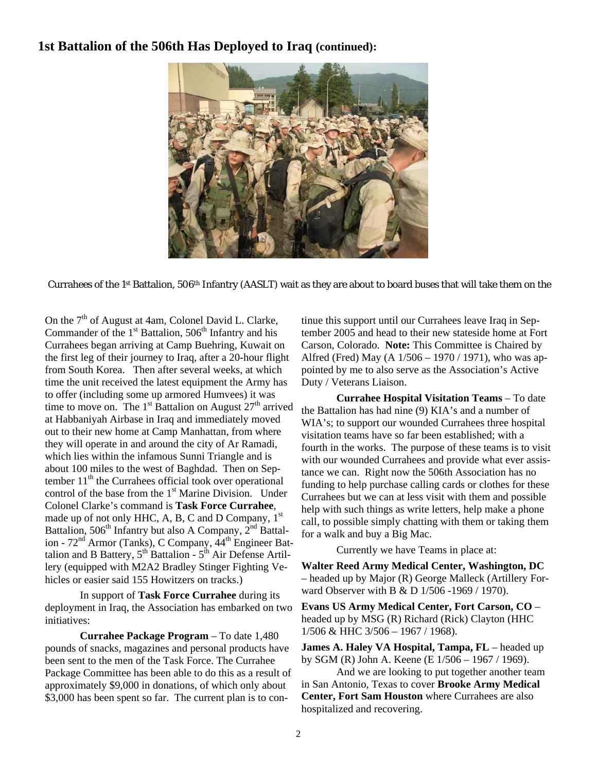## 1st Battalion of the 506th Has Deployed to Iraq (continued):

Currahees of the 1st Battalion, 506th Infantry (AASLT) wait as they are about to board buses that will take them on the

On the 7th of August at 4am, Colonel David L. Clarke, Commander of the 1st Battalion, 506th Infantry and his Currahees began arriving at Camp Buehring, Kuwait on the first leg of their journey to Iraq, after a 20-hour flight from South Korea. Then after several weeks, at which time the unit received the latest equipment the Army has to offer (including some up armored Humvees) it was time to move on. The 1st Battalion on August 27th arrived at Habbaniyah Airbase in Iraq and immediately moved out to their new home at Camp Manhattan, from where they will operate in and around the city of Ar Ramadi, which lies within the infamous Sunni Triangle and is about 100 miles to the west of Baghdad. Then on September 11th the Currahees official took over operational control of the base from the 1st Marine Division. Under Colonel Clarke's command is **Task Force Currahee**, made up of not only HHC, A, B, C and D Company, 1st Battalion, 506th Infantry but also A Company, 2nd Battalion - 72nd Armor (Tanks), C Company, 44th Engineer Battalion and B Battery, 5th Battalion - 5th Air Defense Artillery (equipped with M2A2 Bradley Stinger Fighting Vehicles or easier said 155 Howitzers on tracks.)

In support of **Task Force Currahee** during its deployment in Iraq, the Association has embarked on two initiatives:

**Currahee Package Program** – To date 1,480 pounds of snacks, magazines and personal products have been sent to the men of the Task Force. The Currahee Package Committee has been able to do this as a result of approximately $9,000 in donations, of which only about $3,000 has been spent so far. The current plan is to continue this support until our Currahees leave Iraq in September 2005 and head to their new stateside home at Fort Carson, Colorado. **Note:** This Committee is Chaired by Alfred (Fred) May (A 1/506 – 1970 / 1971), who was appointed by me to also serve as the Association's Active Duty / Veterans Liaison.

**Currahee Hospital Visitation Teams** – To date the Battalion has had nine (9) KIA's and a number of WIA's; to support our wounded Currahees three hospital visitation teams have so far been established; with a fourth in the works. The purpose of these teams is to visit with our wounded Currahees and provide what ever assistance we can. Right now the 506th Association has no funding to help purchase calling cards or clothes for these Currahees but we can at less visit with them and possible help with such things as write letters, help make a phone call, to possible simply chatting with them or taking them for a walk and buy a Big Mac.

Currently we have Teams in place at:

**Walter Reed Army Medical Center, Washington, DC** – headed up by Major (R) George Malleck (Artillery Forward Observer with B & D 1/506 -1969 / 1970).

**Evans US Army Medical Center, Fort Carson, CO** – headed up by MSG (R) Richard (Rick) Clayton (HHC 1/506 & HHC 3/506 – 1967 / 1968).

**James A. Haley VA Hospital, Tampa, FL** – headed up by SGM (R) John A. Keene (E 1/506 – 1967 / 1969).

And we are looking to put together another team in San Antonio, Texas to cover **Brooke Army Medical Center, Fort Sam Houston** where Currahees are also hospitalized and recovering.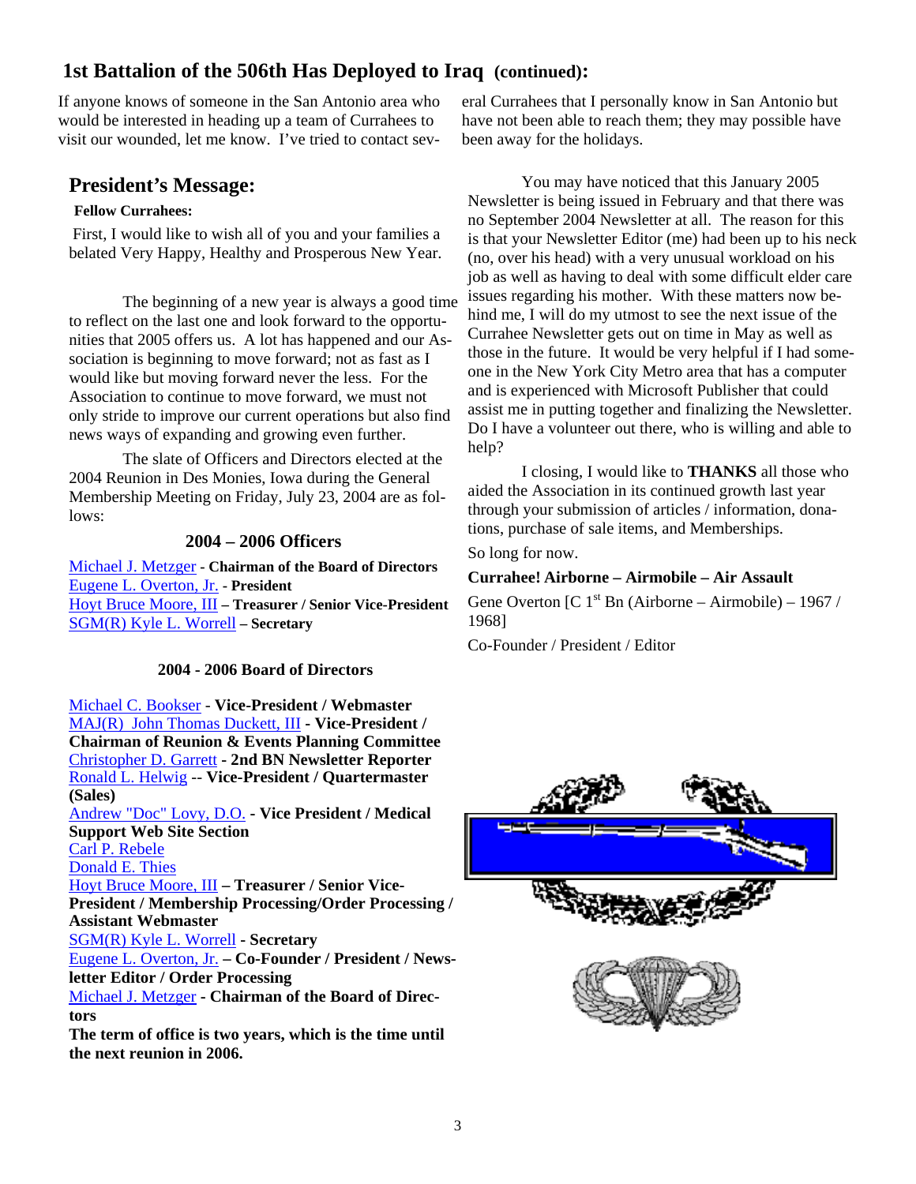## 1st Battalion of the 506th Has Deployed to Iraq (continued):

If anyone knows of someone in the San Antonio area who would be interested in heading up a team of Currahees to visit our wounded, let me know. I've tried to contact several Currahees that I personally know in San Antonio but have not been able to reach them; they may possible have been away for the holidays.

## President's Message:

**Fellow Currahees:**

First, I would like to wish all of you and your families a belated Very Happy, Healthy and Prosperous New Year.

The beginning of a new year is always a good time to reflect on the last one and look forward to the opportunities that 2005 offers us. A lot has happened and our Association is beginning to move forward; not as fast as I would like but moving forward never the less. For the Association to continue to move forward, we must not only stride to improve our current operations but also find news ways of expanding and growing even further.

The slate of Officers and Directors elected at the 2004 Reunion in Des Monies, Iowa during the General Membership Meeting on Friday, July 23, 2004 are as follows:

### 2004 – 2006 Officers

Michael J. Metzger - **Chairman of the Board of Directors**
Eugene L. Overton, Jr. - **President**
Hoyt Bruce Moore, III – **Treasurer / Senior Vice-President**
SGM(R) Kyle L. Worrell – **Secretary**

### 2004 - 2006 Board of Directors

Michael C. Bookser - **Vice-President / Webmaster**
MAJ(R) John Thomas Duckett, III - **Vice-President / Chairman of Reunion & Events Planning Committee**
Christopher D. Garrett - **2nd BN Newsletter Reporter**
Ronald L. Helwig -- **Vice-President / Quartermaster (Sales)**
Andrew "Doc" Lovy, D.O. - **Vice President / Medical Support Web Site Section**
Carl P. Rebele
Donald E. Thies
Hoyt Bruce Moore, III – **Treasurer / Senior Vice-President / Membership Processing/Order Processing / Assistant Webmaster**
SGM(R) Kyle L. Worrell - **Secretary**
Eugene L. Overton, Jr. – **Co-Founder / President / Newsletter Editor / Order Processing**
Michael J. Metzger - **Chairman of the Board of Directors**

**The term of office is two years, which is the time until the next reunion in 2006.**

You may have noticed that this January 2005 Newsletter is being issued in February and that there was no September 2004 Newsletter at all. The reason for this is that your Newsletter Editor (me) had been up to his neck (no, over his head) with a very unusual workload on his job as well as having to deal with some difficult elder care issues regarding his mother. With these matters now behind me, I will do my utmost to see the next issue of the Currahee Newsletter gets out on time in May as well as those in the future. It would be very helpful if I had someone in the New York City Metro area that has a computer and is experienced with Microsoft Publisher that could assist me in putting together and finalizing the Newsletter. Do I have a volunteer out there, who is willing and able to help?

I closing, I would like to **THANKS** all those who aided the Association in its continued growth last year through your submission of articles / information, donations, purchase of sale items, and Memberships.

So long for now.

**Currahee! Airborne – Airmobile – Air Assault**

Gene Overton [C 1st Bn (Airborne – Airmobile) – 1967 / 1968]

Co-Founder / President / Editor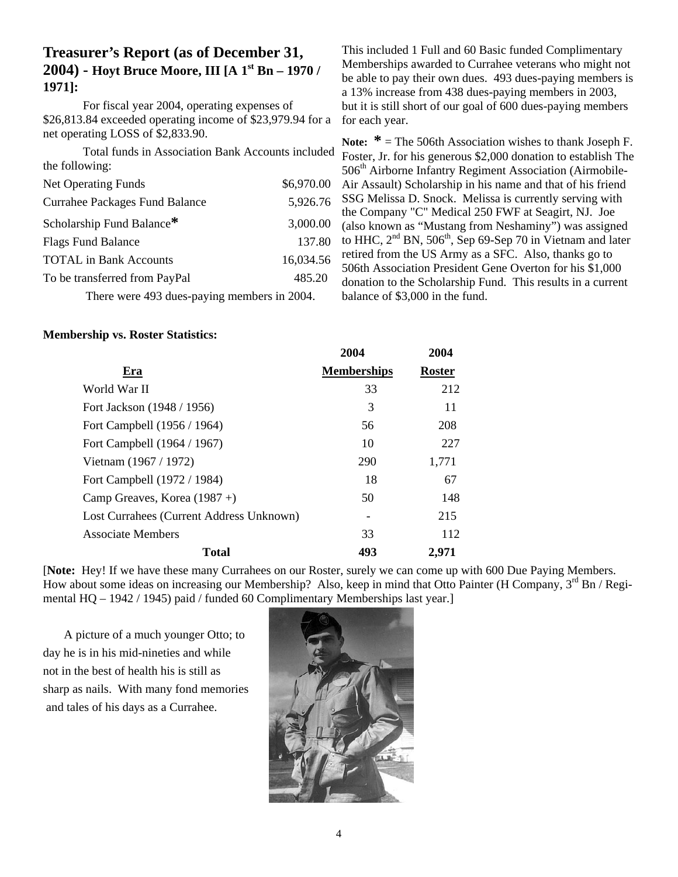## Treasurer's Report (as of December 31, 2004) - Hoyt Bruce Moore, III [A 1st Bn – 1970 / 1971]:

For fiscal year 2004, operating expenses of $26,813.84 exceeded operating income of $23,979.94 for a net operating LOSS of $2,833.90.

Total funds in Association Bank Accounts included the following:

| | |
|---|---|
| Net Operating Funds | $6,970.00 |
| Currahee Packages Fund Balance | 5,926.76 |
| Scholarship Fund Balance* | 3,000.00 |
| Flags Fund Balance | 137.80 |
| TOTAL in Bank Accounts | 16,034.56 |
| To be transferred from PayPal | 485.20 |

There were 493 dues-paying members in 2004.

This included 1 Full and 60 Basic funded Complimentary Memberships awarded to Currahee veterans who might not be able to pay their own dues. 493 dues-paying members is a 13% increase from 438 dues-paying members in 2003, but it is still short of our goal of 600 dues-paying members for each year.

**Note:** * = The 506th Association wishes to thank Joseph F. Foster, Jr. for his generous $2,000 donation to establish The 506th Airborne Infantry Regiment Association (Airmobile-Air Assault) Scholarship in his name and that of his friend SSG Melissa D. Snock. Melissa is currently serving with the Company "C" Medical 250 FWF at Seagirt, NJ. Joe (also known as "Mustang from Neshaminy") was assigned to HHC, 2nd BN, 506th, Sep 69-Sep 70 in Vietnam and later retired from the US Army as a SFC. Also, thanks go to 506th Association President Gene Overton for his $1,000 donation to the Scholarship Fund. This results in a current balance of $3,000 in the fund.

**Membership vs. Roster Statistics:**

| Era | 2004 Memberships | 2004 Roster |
|---|---|---|
| World War II | 33 | 212 |
| Fort Jackson (1948 / 1956) | 3 | 11 |
| Fort Campbell (1956 / 1964) | 56 | 208 |
| Fort Campbell (1964 / 1967) | 10 | 227 |
| Vietnam (1967 / 1972) | 290 | 1,771 |
| Fort Campbell (1972 / 1984) | 18 | 67 |
| Camp Greaves, Korea (1987 +) | 50 | 148 |
| Lost Currahees (Current Address Unknown) | - | 215 |
| Associate Members | 33 | 112 |
| **Total** | **493** | **2,971** |

[**Note:** Hey! If we have these many Currahees on our Roster, surely we can come up with 600 Due Paying Members. How about some ideas on increasing our Membership? Also, keep in mind that Otto Painter (H Company, 3rd Bn / Regimental HQ – 1942 / 1945) paid / funded 60 Complimentary Memberships last year.]

A picture of a much younger Otto; to day he is in his mid-nineties and while not in the best of health his is still as sharp as nails. With many fond memories and tales of his days as a Currahee.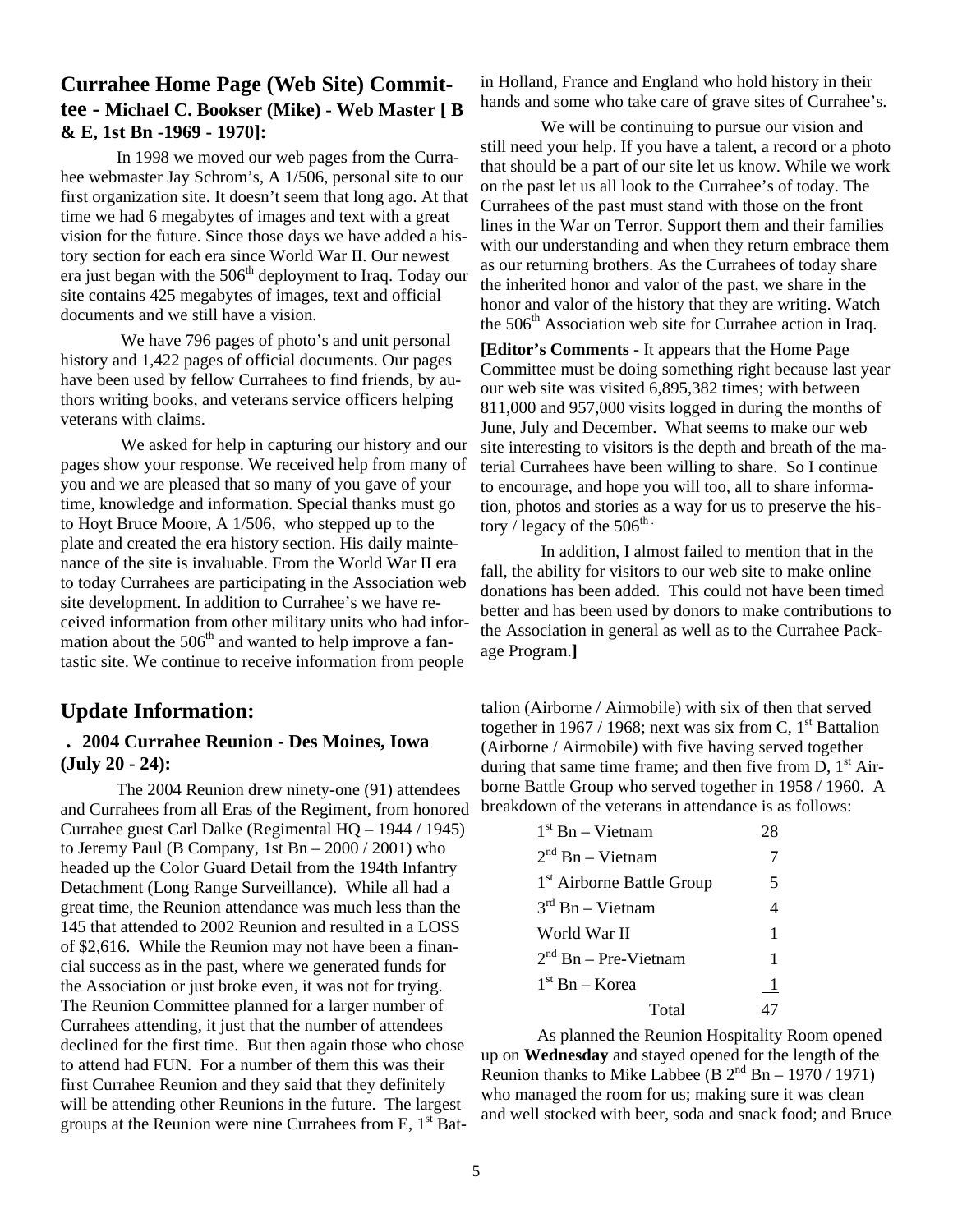## Currahee Home Page (Web Site) Committee - Michael C. Bookser (Mike) - Web Master [ B & E, 1st Bn -1969 - 1970]:

In 1998 we moved our web pages from the Currahee webmaster Jay Schrom's, A 1/506, personal site to our first organization site. It doesn't seem that long ago. At that time we had 6 megabytes of images and text with a great vision for the future. Since those days we have added a history section for each era since World War II. Our newest era just began with the 506th deployment to Iraq. Today our site contains 425 megabytes of images, text and official documents and we still have a vision.

We have 796 pages of photo's and unit personal history and 1,422 pages of official documents. Our pages have been used by fellow Currahees to find friends, by authors writing books, and veterans service officers helping veterans with claims.

We asked for help in capturing our history and our pages show your response. We received help from many of you and we are pleased that so many of you gave of your time, knowledge and information. Special thanks must go to Hoyt Bruce Moore, A 1/506, who stepped up to the plate and created the era history section. His daily maintenance of the site is invaluable. From the World War II era to today Currahees are participating in the Association web site development. In addition to Currahee's we have received information from other military units who had information about the 506th and wanted to help improve a fantastic site. We continue to receive information from people in Holland, France and England who hold history in their hands and some who take care of grave sites of Currahee's.

We will be continuing to pursue our vision and still need your help. If you have a talent, a record or a photo that should be a part of our site let us know. While we work on the past let us all look to the Currahee's of today. The Currahees of the past must stand with those on the front lines in the War on Terror. Support them and their families with our understanding and when they return embrace them as our returning brothers. As the Currahees of today share the inherited honor and valor of the past, we share in the honor and valor of the history that they are writing. Watch the 506th Association web site for Currahee action in Iraq.

**[Editor's Comments** - It appears that the Home Page Committee must be doing something right because last year our web site was visited 6,895,382 times; with between 811,000 and 957,000 visits logged in during the months of June, July and December. What seems to make our web site interesting to visitors is the depth and breath of the material Currahees have been willing to share. So I continue to encourage, and hope you will too, all to share information, photos and stories as a way for us to preserve the history / legacy of the 506th.

In addition, I almost failed to mention that in the fall, the ability for visitors to our web site to make online donations has been added. This could not have been timed better and has been used by donors to make contributions to the Association in general as well as to the Currahee Package Program.**]**

## Update Information:

### . 2004 Currahee Reunion - Des Moines, Iowa (July 20 - 24):

The 2004 Reunion drew ninety-one (91) attendees and Currahees from all Eras of the Regiment, from honored Currahee guest Carl Dalke (Regimental HQ – 1944 / 1945) to Jeremy Paul (B Company, 1st Bn – 2000 / 2001) who headed up the Color Guard Detail from the 194th Infantry Detachment (Long Range Surveillance). While all had a great time, the Reunion attendance was much less than the 145 that attended to 2002 Reunion and resulted in a LOSS of $2,616. While the Reunion may not have been a financial success as in the past, where we generated funds for the Association or just broke even, it was not for trying. The Reunion Committee planned for a larger number of Currahees attending, it just that the number of attendees declined for the first time. But then again those who chose to attend had FUN. For a number of them this was their first Currahee Reunion and they said that they definitely will be attending other Reunions in the future. The largest groups at the Reunion were nine Currahees from E, 1st Battalion (Airborne / Airmobile) with six of then that served together in 1967 / 1968; next was six from C, 1st Battalion (Airborne / Airmobile) with five having served together during that same time frame; and then five from D, 1st Airborne Battle Group who served together in 1958 / 1960. A breakdown of the veterans in attendance is as follows:

| | |
|---|---|
| 1st Bn – Vietnam | 28 |
| 2nd Bn – Vietnam | 7 |
| 1st Airborne Battle Group | 5 |
| 3rd Bn – Vietnam | 4 |
| World War II | 1 |
| 2nd Bn – Pre-Vietnam | 1 |
| 1st Bn – Korea | 1 |
| Total | 47 |

As planned the Reunion Hospitality Room opened up on **Wednesday** and stayed opened for the length of the Reunion thanks to Mike Labbee (B 2nd Bn – 1970 / 1971) who managed the room for us; making sure it was clean and well stocked with beer, soda and snack food; and Bruce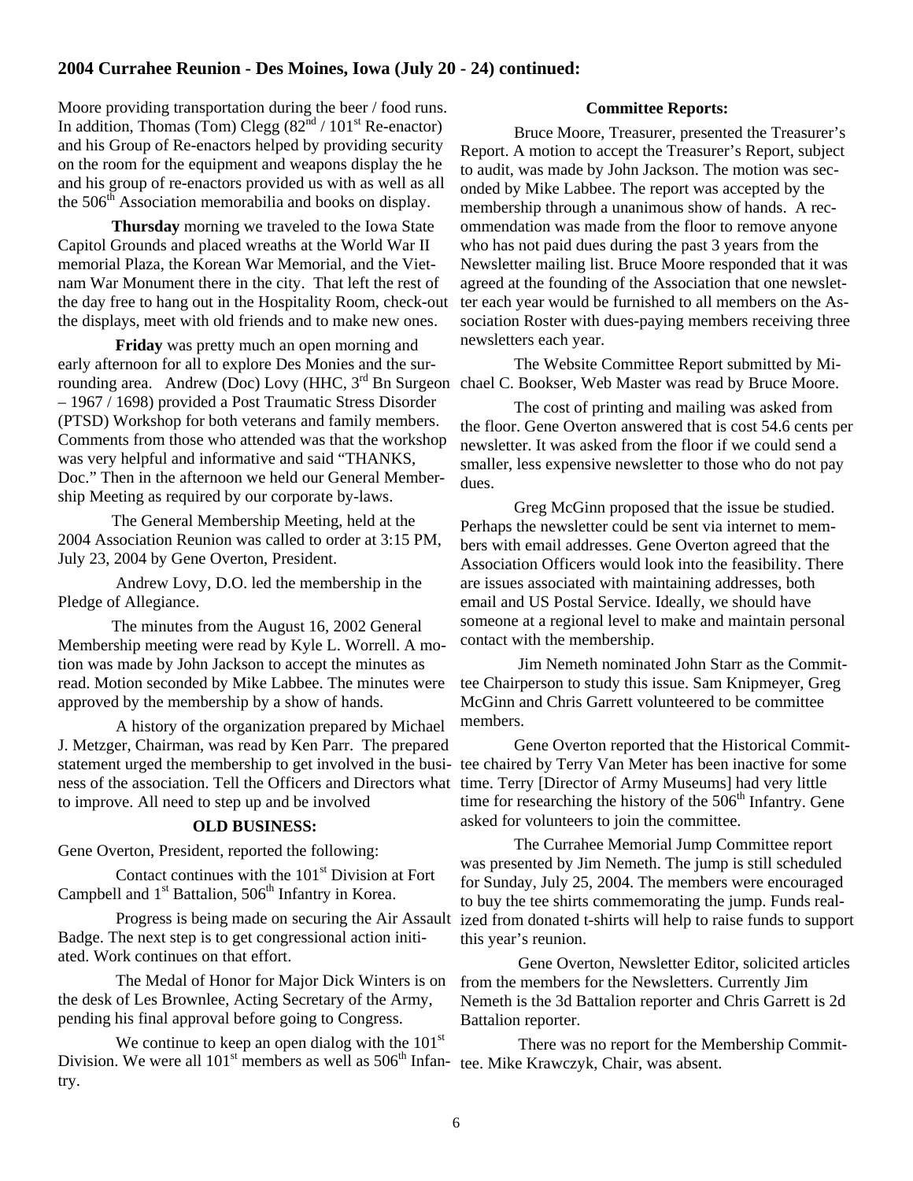## 2004 Currahee Reunion - Des Moines, Iowa (July 20 - 24) continued:

Moore providing transportation during the beer / food runs. In addition, Thomas (Tom) Clegg (82nd / 101st Re-enactor) and his Group of Re-enactors helped by providing security on the room for the equipment and weapons display the he and his group of re-enactors provided us with as well as all the 506th Association memorabilia and books on display.

**Thursday** morning we traveled to the Iowa State Capitol Grounds and placed wreaths at the World War II memorial Plaza, the Korean War Memorial, and the Vietnam War Monument there in the city. That left the rest of the day free to hang out in the Hospitality Room, check-out the displays, meet with old friends and to make new ones.

**Friday** was pretty much an open morning and early afternoon for all to explore Des Monies and the surrounding area. Andrew (Doc) Lovy (HHC, 3rd Bn Surgeon – 1967 / 1698) provided a Post Traumatic Stress Disorder (PTSD) Workshop for both veterans and family members. Comments from those who attended was that the workshop was very helpful and informative and said "THANKS, Doc." Then in the afternoon we held our General Membership Meeting as required by our corporate by-laws.

The General Membership Meeting, held at the 2004 Association Reunion was called to order at 3:15 PM, July 23, 2004 by Gene Overton, President.

Andrew Lovy, D.O. led the membership in the Pledge of Allegiance.

The minutes from the August 16, 2002 General Membership meeting were read by Kyle L. Worrell. A motion was made by John Jackson to accept the minutes as read. Motion seconded by Mike Labbee. The minutes were approved by the membership by a show of hands.

A history of the organization prepared by Michael J. Metzger, Chairman, was read by Ken Parr. The prepared statement urged the membership to get involved in the business of the association. Tell the Officers and Directors what to improve. All need to step up and be involved

**OLD BUSINESS:**

Gene Overton, President, reported the following:

Contact continues with the 101st Division at Fort Campbell and 1st Battalion, 506th Infantry in Korea.

Progress is being made on securing the Air Assault Badge. The next step is to get congressional action initiated. Work continues on that effort.

The Medal of Honor for Major Dick Winters is on the desk of Les Brownlee, Acting Secretary of the Army, pending his final approval before going to Congress.

We continue to keep an open dialog with the 101st Division. We were all 101st members as well as 506th Infantry.

**Committee Reports:**

Bruce Moore, Treasurer, presented the Treasurer's Report. A motion to accept the Treasurer's Report, subject to audit, was made by John Jackson. The motion was seconded by Mike Labbee. The report was accepted by the membership through a unanimous show of hands. A recommendation was made from the floor to remove anyone who has not paid dues during the past 3 years from the Newsletter mailing list. Bruce Moore responded that it was agreed at the founding of the Association that one newsletter each year would be furnished to all members on the Association Roster with dues-paying members receiving three newsletters each year.

The Website Committee Report submitted by Michael C. Bookser, Web Master was read by Bruce Moore.

The cost of printing and mailing was asked from the floor. Gene Overton answered that is cost 54.6 cents per newsletter. It was asked from the floor if we could send a smaller, less expensive newsletter to those who do not pay dues.

Greg McGinn proposed that the issue be studied. Perhaps the newsletter could be sent via internet to members with email addresses. Gene Overton agreed that the Association Officers would look into the feasibility. There are issues associated with maintaining addresses, both email and US Postal Service. Ideally, we should have someone at a regional level to make and maintain personal contact with the membership.

Jim Nemeth nominated John Starr as the Committee Chairperson to study this issue. Sam Knipmeyer, Greg McGinn and Chris Garrett volunteered to be committee members.

Gene Overton reported that the Historical Committee chaired by Terry Van Meter has been inactive for some time. Terry [Director of Army Museums] had very little time for researching the history of the 506th Infantry. Gene asked for volunteers to join the committee.

The Currahee Memorial Jump Committee report was presented by Jim Nemeth. The jump is still scheduled for Sunday, July 25, 2004. The members were encouraged to buy the tee shirts commemorating the jump. Funds realized from donated t-shirts will help to raise funds to support this year's reunion.

Gene Overton, Newsletter Editor, solicited articles from the members for the Newsletters. Currently Jim Nemeth is the 3d Battalion reporter and Chris Garrett is 2d Battalion reporter.

There was no report for the Membership Committee. Mike Krawczyk, Chair, was absent.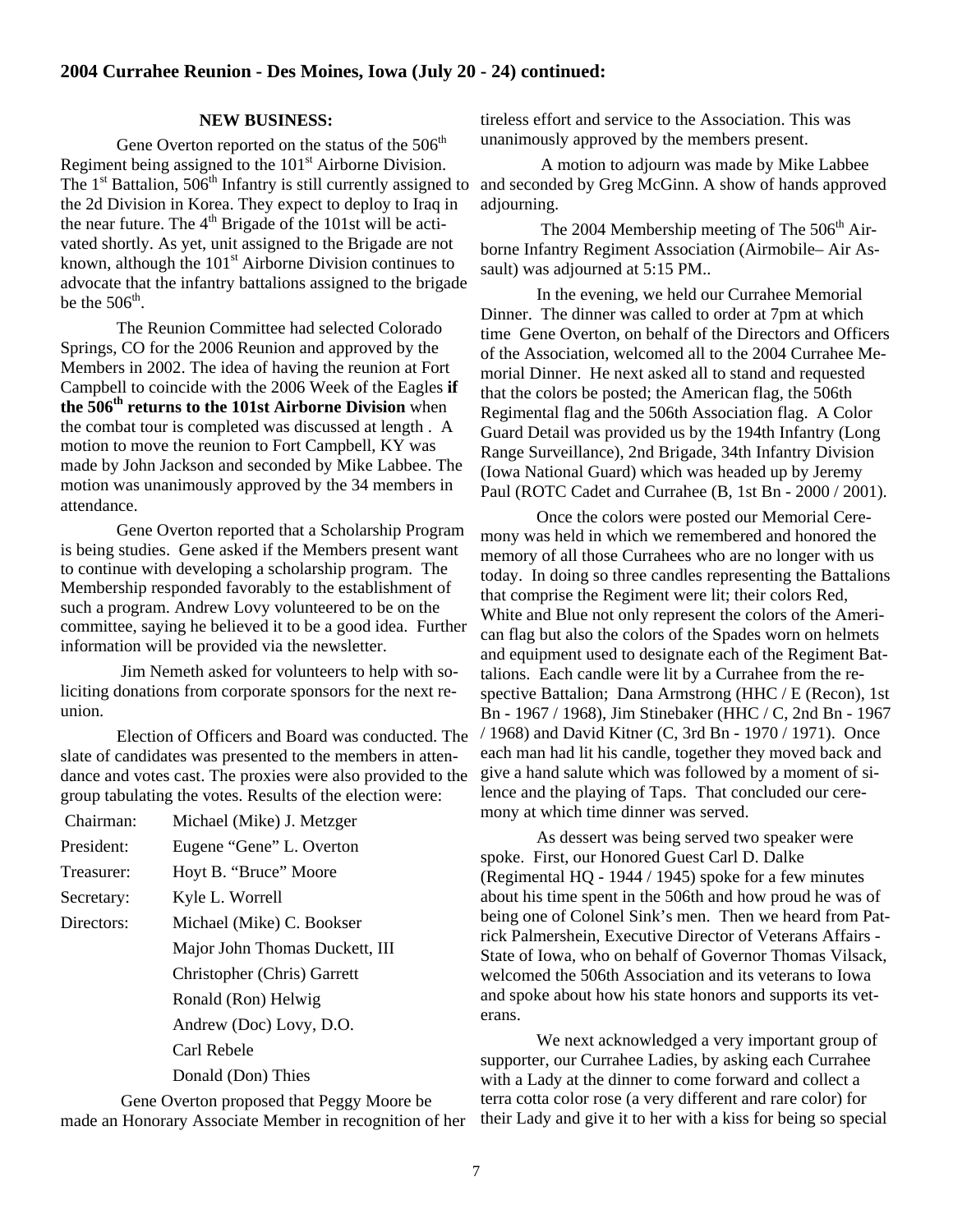### 2004 Currahee Reunion - Des Moines, Iowa (July 20 - 24) continued:

**NEW BUSINESS:**

Gene Overton reported on the status of the 506th Regiment being assigned to the 101st Airborne Division. The 1st Battalion, 506th Infantry is still currently assigned to the 2d Division in Korea. They expect to deploy to Iraq in the near future. The 4th Brigade of the 101st will be activated shortly. As yet, unit assigned to the Brigade are not known, although the 101st Airborne Division continues to advocate that the infantry battalions assigned to the brigade be the 506th.

The Reunion Committee had selected Colorado Springs, CO for the 2006 Reunion and approved by the Members in 2002. The idea of having the reunion at Fort Campbell to coincide with the 2006 Week of the Eagles **if the 506th returns to the 101st Airborne Division** when the combat tour is completed was discussed at length . A motion to move the reunion to Fort Campbell, KY was made by John Jackson and seconded by Mike Labbee. The motion was unanimously approved by the 34 members in attendance.

Gene Overton reported that a Scholarship Program is being studies. Gene asked if the Members present want to continue with developing a scholarship program. The Membership responded favorably to the establishment of such a program. Andrew Lovy volunteered to be on the committee, saying he believed it to be a good idea. Further information will be provided via the newsletter.

Jim Nemeth asked for volunteers to help with soliciting donations from corporate sponsors for the next reunion.

Election of Officers and Board was conducted. The slate of candidates was presented to the members in attendance and votes cast. The proxies were also provided to the group tabulating the votes. Results of the election were:

| | |
|---|---|
| Chairman: | Michael (Mike) J. Metzger |
| President: | Eugene "Gene" L. Overton |
| Treasurer: | Hoyt B. "Bruce" Moore |
| Secretary: | Kyle L. Worrell |
| Directors: | Michael (Mike) C. Bookser |
| | Major John Thomas Duckett, III |
| | Christopher (Chris) Garrett |
| | Ronald (Ron) Helwig |
| | Andrew (Doc) Lovy, D.O. |
| | Carl Rebele |
| | Donald (Don) Thies |

Gene Overton proposed that Peggy Moore be made an Honorary Associate Member in recognition of her tireless effort and service to the Association. This was unanimously approved by the members present.

A motion to adjourn was made by Mike Labbee and seconded by Greg McGinn. A show of hands approved adjourning.

The 2004 Membership meeting of The 506th Airborne Infantry Regiment Association (Airmobile– Air Assault) was adjourned at 5:15 PM..

In the evening, we held our Currahee Memorial Dinner. The dinner was called to order at 7pm at which time Gene Overton, on behalf of the Directors and Officers of the Association, welcomed all to the 2004 Currahee Memorial Dinner. He next asked all to stand and requested that the colors be posted; the American flag, the 506th Regimental flag and the 506th Association flag. A Color Guard Detail was provided us by the 194th Infantry (Long Range Surveillance), 2nd Brigade, 34th Infantry Division (Iowa National Guard) which was headed up by Jeremy Paul (ROTC Cadet and Currahee (B, 1st Bn - 2000 / 2001).

Once the colors were posted our Memorial Ceremony was held in which we remembered and honored the memory of all those Currahees who are no longer with us today. In doing so three candles representing the Battalions that comprise the Regiment were lit; their colors Red, White and Blue not only represent the colors of the American flag but also the colors of the Spades worn on helmets and equipment used to designate each of the Regiment Battalions. Each candle were lit by a Currahee from the respective Battalion; Dana Armstrong (HHC / E (Recon), 1st Bn - 1967 / 1968), Jim Stinebaker (HHC / C, 2nd Bn - 1967 / 1968) and David Kitner (C, 3rd Bn - 1970 / 1971). Once each man had lit his candle, together they moved back and give a hand salute which was followed by a moment of silence and the playing of Taps. That concluded our ceremony at which time dinner was served.

As dessert was being served two speaker were spoke. First, our Honored Guest Carl D. Dalke (Regimental HQ - 1944 / 1945) spoke for a few minutes about his time spent in the 506th and how proud he was of being one of Colonel Sink's men. Then we heard from Patrick Palmershein, Executive Director of Veterans Affairs - State of Iowa, who on behalf of Governor Thomas Vilsack, welcomed the 506th Association and its veterans to Iowa and spoke about how his state honors and supports its veterans.

We next acknowledged a very important group of supporter, our Currahee Ladies, by asking each Currahee with a Lady at the dinner to come forward and collect a terra cotta color rose (a very different and rare color) for their Lady and give it to her with a kiss for being so special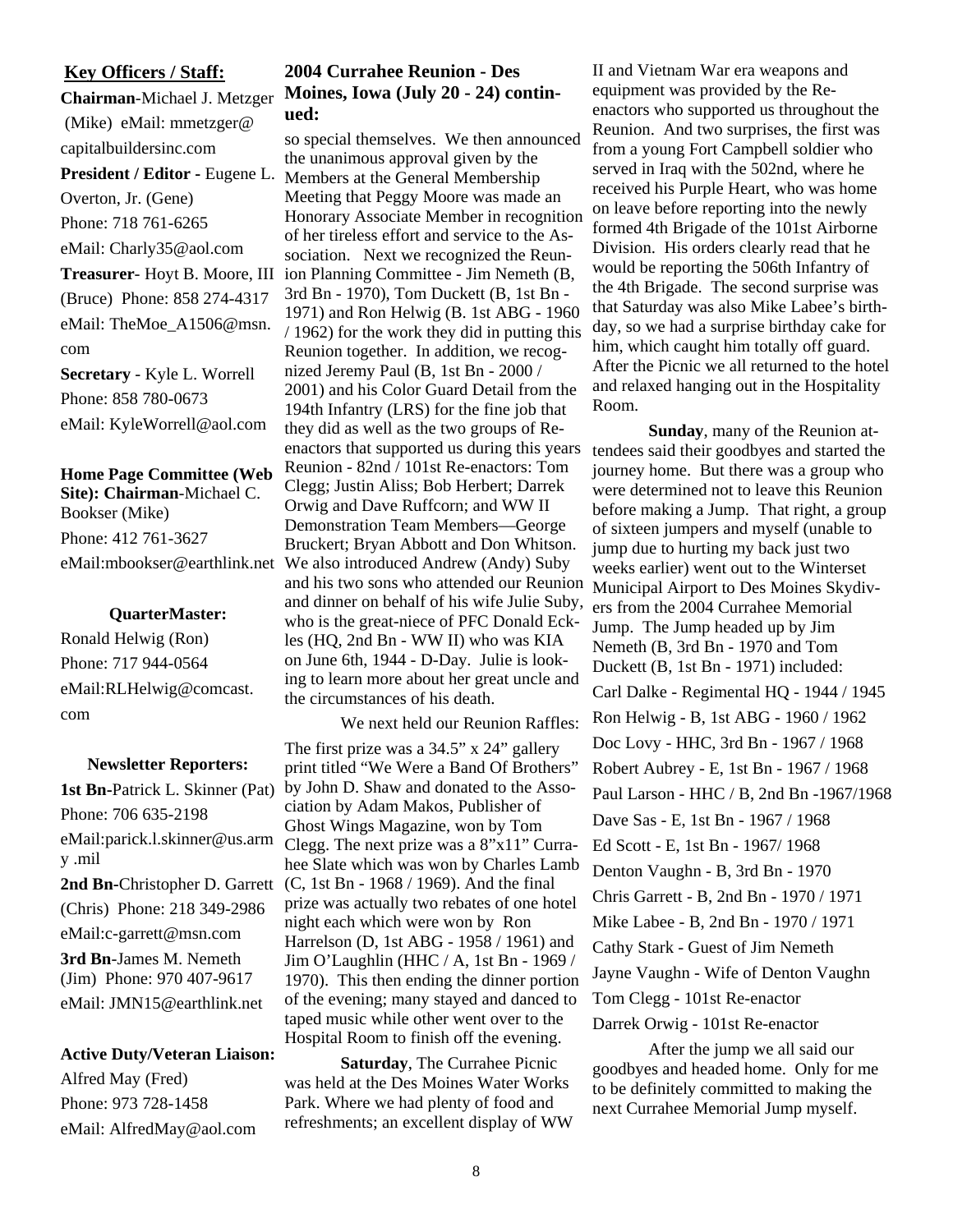## Key Officers / Staff:

**Chairman**-Michael J. Metzger (Mike) eMail: mmetzger@capitalbuildersinc.com

**President / Editor** - Eugene L. Overton, Jr. (Gene)
Phone: 718 761-6265
eMail: Charly35@aol.com

**Treasurer**- Hoyt B. Moore, III (Bruce) Phone: 858 274-4317
eMail: TheMoe_A1506@msn.com

**Secretary** - Kyle L. Worrell
Phone: 858 780-0673
eMail: KyleWorrell@aol.com

**Home Page Committee (Web Site): Chairman**-Michael C. Bookser (Mike)
Phone: 412 761-3627
eMail:mbookser@earthlink.net

**QuarterMaster:**

Ronald Helwig (Ron)
Phone: 717 944-0564
eMail:RLHelwig@comcast.com

**Newsletter Reporters:**

**1st Bn**-Patrick L. Skinner (Pat)
Phone: 706 635-2198
eMail:parick.l.skinner@us.army .mil

**2nd Bn**-Christopher D. Garrett (Chris) Phone: 218 349-2986
eMail:c-garrett@msn.com

**3rd Bn**-James M. Nemeth (Jim) Phone: 970 407-9617
eMail: JMN15@earthlink.net

**Active Duty/Veteran Liaison:**

Alfred May (Fred)
Phone: 973 728-1458
eMail: AlfredMay@aol.com

## 2004 Currahee Reunion - Des Moines, Iowa (July 20 - 24) continued:

so special themselves. We then announced the unanimous approval given by the Members at the General Membership Meeting that Peggy Moore was made an Honorary Associate Member in recognition of her tireless effort and service to the Association. Next we recognized the Reunion Planning Committee - Jim Nemeth (B, 3rd Bn - 1970), Tom Duckett (B, 1st Bn - 1971) and Ron Helwig (B. 1st ABG - 1960 / 1962) for the work they did in putting this Reunion together. In addition, we recognized Jeremy Paul (B, 1st Bn - 2000 / 2001) and his Color Guard Detail from the 194th Infantry (LRS) for the fine job that they did as well as the two groups of Re-enactors that supported us during this years Reunion - 82nd / 101st Re-enactors: Tom Clegg; Justin Aliss; Bob Herbert; Darrek Orwig and Dave Ruffcorn; and WW II Demonstration Team Members—George Bruckert; Bryan Abbott and Don Whitson. We also introduced Andrew (Andy) Suby and his two sons who attended our Reunion and dinner on behalf of his wife Julie Suby, who is the great-niece of PFC Donald Eckles (HQ, 2nd Bn - WW II) who was KIA on June 6th, 1944 - D-Day. Julie is looking to learn more about her great uncle and the circumstances of his death.

We next held our Reunion Raffles: The first prize was a 34.5" x 24" gallery print titled "We Were a Band Of Brothers" by John D. Shaw and donated to the Association by Adam Makos, Publisher of Ghost Wings Magazine, won by Tom Clegg. The next prize was a 8"x11" Currahee Slate which was won by Charles Lamb (C, 1st Bn - 1968 / 1969). And the final prize was actually two rebates of one hotel night each which were won by Ron Harrelson (D, 1st ABG - 1958 / 1961) and Jim O'Laughlin (HHC / A, 1st Bn - 1969 / 1970). This then ending the dinner portion of the evening; many stayed and danced to taped music while other went over to the Hospital Room to finish off the evening.

**Saturday**, The Currahee Picnic was held at the Des Moines Water Works Park. Where we had plenty of food and refreshments; an excellent display of WW II and Vietnam War era weapons and equipment was provided by the Re-enactors who supported us throughout the Reunion. And two surprises, the first was from a young Fort Campbell soldier who served in Iraq with the 502nd, where he received his Purple Heart, who was home on leave before reporting into the newly formed 4th Brigade of the 101st Airborne Division. His orders clearly read that he would be reporting the 506th Infantry of the 4th Brigade. The second surprise was that Saturday was also Mike Labee's birthday, so we had a surprise birthday cake for him, which caught him totally off guard. After the Picnic we all returned to the hotel and relaxed hanging out in the Hospitality Room.

**Sunday**, many of the Reunion attendees said their goodbyes and started the journey home. But there was a group who were determined not to leave this Reunion before making a Jump. That right, a group of sixteen jumpers and myself (unable to jump due to hurting my back just two weeks earlier) went out to the Winterset Municipal Airport to Des Moines Skydivers from the 2004 Currahee Memorial Jump. The Jump headed up by Jim Nemeth (B, 3rd Bn - 1970 and Tom Duckett (B, 1st Bn - 1971) included:

Carl Dalke - Regimental HQ - 1944 / 1945
Ron Helwig - B, 1st ABG - 1960 / 1962
Doc Lovy - HHC, 3rd Bn - 1967 / 1968
Robert Aubrey - E, 1st Bn - 1967 / 1968
Paul Larson - HHC / B, 2nd Bn -1967/1968
Dave Sas - E, 1st Bn - 1967 / 1968
Ed Scott - E, 1st Bn - 1967/ 1968
Denton Vaughn - B, 3rd Bn - 1970
Chris Garrett - B, 2nd Bn - 1970 / 1971
Mike Labee - B, 2nd Bn - 1970 / 1971
Cathy Stark - Guest of Jim Nemeth
Jayne Vaughn - Wife of Denton Vaughn
Tom Clegg - 101st Re-enactor
Darrek Orwig - 101st Re-enactor

After the jump we all said our goodbyes and headed home. Only for me to be definitely committed to making the next Currahee Memorial Jump myself.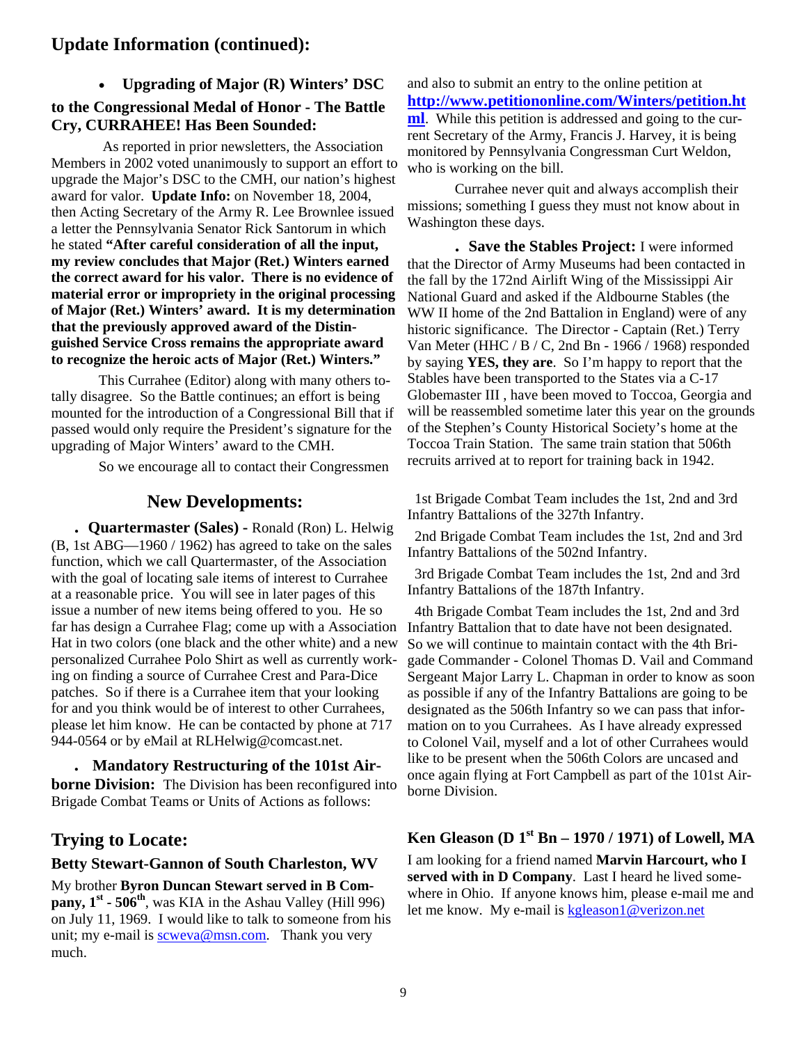## Update Information (continued):

- **Upgrading of Major (R) Winters' DSC to the Congressional Medal of Honor - The Battle Cry, CURRAHEE! Has Been Sounded:**

As reported in prior newsletters, the Association Members in 2002 voted unanimously to support an effort to upgrade the Major's DSC to the CMH, our nation's highest award for valor. **Update Info:** on November 18, 2004, then Acting Secretary of the Army R. Lee Brownlee issued a letter the Pennsylvania Senator Rick Santorum in which he stated **"After careful consideration of all the input, my review concludes that Major (Ret.) Winters earned the correct award for his valor. There is no evidence of material error or impropriety in the original processing of Major (Ret.) Winters' award. It is my determination that the previously approved award of the Distinguished Service Cross remains the appropriate award to recognize the heroic acts of Major (Ret.) Winters."**

This Currahee (Editor) along with many others totally disagree. So the Battle continues; an effort is being mounted for the introduction of a Congressional Bill that if passed would only require the President's signature for the upgrading of Major Winters' award to the CMH.

So we encourage all to contact their Congressmen and also to submit an entry to the online petition at **http://www.petitiononline.com/Winters/petition.html**. While this petition is addressed and going to the current Secretary of the Army, Francis J. Harvey, it is being monitored by Pennsylvania Congressman Curt Weldon, who is working on the bill.

Currahee never quit and always accomplish their missions; something I guess they must not know about in Washington these days.

- **Save the Stables Project:** I were informed that the Director of Army Museums had been contacted in the fall by the 172nd Airlift Wing of the Mississippi Air National Guard and asked if the Aldbourne Stables (the WW II home of the 2nd Battalion in England) were of any historic significance. The Director - Captain (Ret.) Terry Van Meter (HHC / B / C, 2nd Bn - 1966 / 1968) responded by saying **YES, they are**. So I'm happy to report that the Stables have been transported to the States via a C-17 Globemaster III , have been moved to Toccoa, Georgia and will be reassembled sometime later this year on the grounds of the Stephen's County Historical Society's home at the Toccoa Train Station. The same train station that 506th recruits arrived at to report for training back in 1942.

## New Developments:

- **Quartermaster (Sales) -** Ronald (Ron) L. Helwig (B, 1st ABG—1960 / 1962) has agreed to take on the sales function, which we call Quartermaster, of the Association with the goal of locating sale items of interest to Currahee at a reasonable price. You will see in later pages of this issue a number of new items being offered to you. He so far has design a Currahee Flag; come up with a Association Hat in two colors (one black and the other white) and a new personalized Currahee Polo Shirt as well as currently working on finding a source of Currahee Crest and Para-Dice patches. So if there is a Currahee item that your looking for and you think would be of interest to other Currahees, please let him know. He can be contacted by phone at 717 944-0564 or by eMail at RLHelwig@comcast.net.

- **Mandatory Restructuring of the 101st Airborne Division:** The Division has been reconfigured into Brigade Combat Teams or Units of Actions as follows:

1st Brigade Combat Team includes the 1st, 2nd and 3rd Infantry Battalions of the 327th Infantry.

2nd Brigade Combat Team includes the 1st, 2nd and 3rd Infantry Battalions of the 502nd Infantry.

3rd Brigade Combat Team includes the 1st, 2nd and 3rd Infantry Battalions of the 187th Infantry.

4th Brigade Combat Team includes the 1st, 2nd and 3rd Infantry Battalion that to date have not been designated. So we will continue to maintain contact with the 4th Brigade Commander - Colonel Thomas D. Vail and Command Sergeant Major Larry L. Chapman in order to know as soon as possible if any of the Infantry Battalions are going to be designated as the 506th Infantry so we can pass that information on to you Currahees. As I have already expressed to Colonel Vail, myself and a lot of other Currahees would like to be present when the 506th Colors are uncased and once again flying at Fort Campbell as part of the 101st Airborne Division.

## Trying to Locate:

### Betty Stewart-Gannon of South Charleston, WV

My brother **Byron Duncan Stewart served in B Company, 1st - 506th**, was KIA in the Ashau Valley (Hill 996) on July 11, 1969. I would like to talk to someone from his unit; my e-mail is scweva@msn.com. Thank you very much.

### Ken Gleason (D 1st Bn – 1970 / 1971) of Lowell, MA

I am looking for a friend named **Marvin Harcourt, who I served with in D Company**. Last I heard he lived somewhere in Ohio. If anyone knows him, please e-mail me and let me know. My e-mail is kgleason1@verizon.net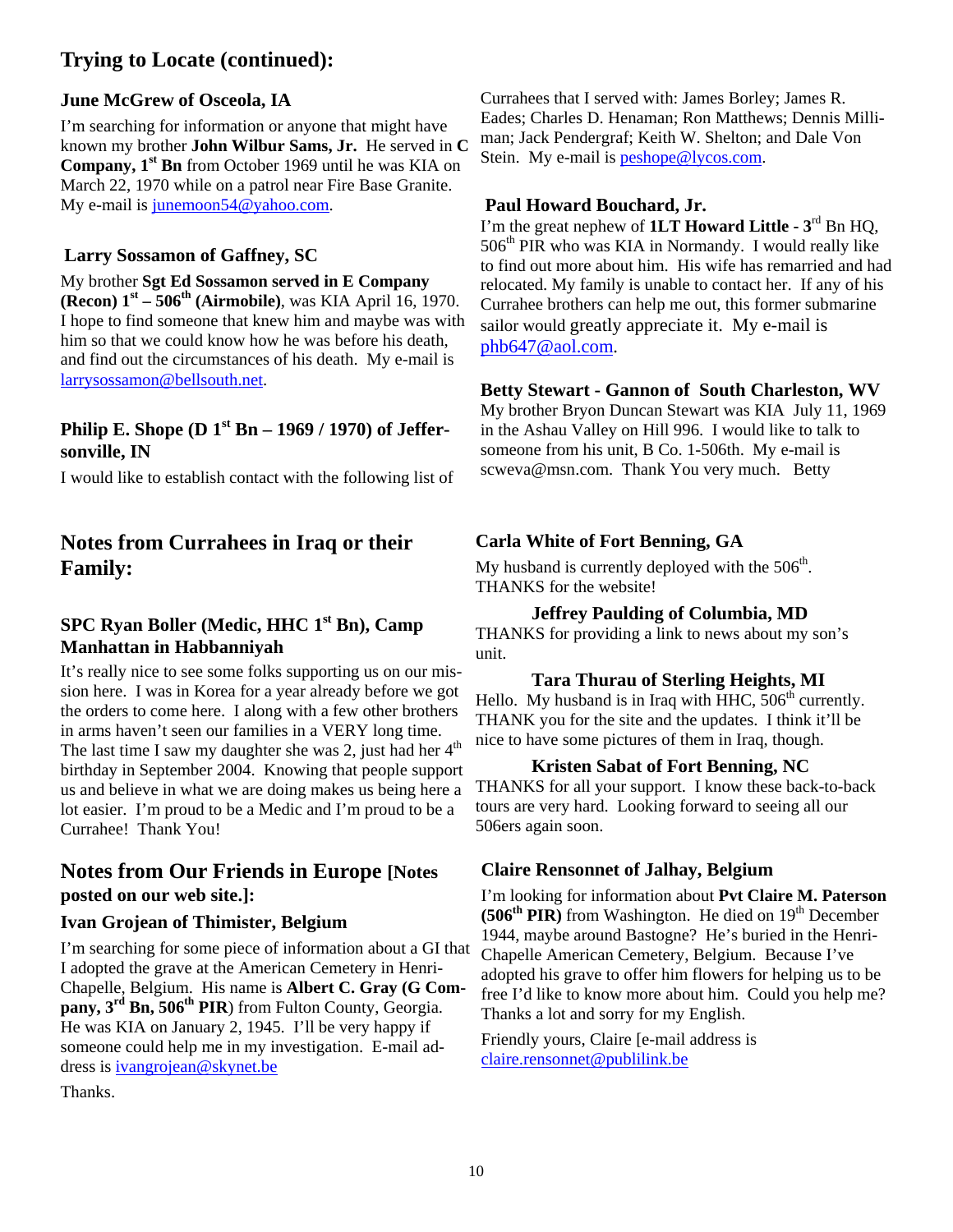## Trying to Locate (continued):

### June McGrew of Osceola, IA

I'm searching for information or anyone that might have known my brother **John Wilbur Sams, Jr.** He served in **C Company, 1st Bn** from October 1969 until he was KIA on March 22, 1970 while on a patrol near Fire Base Granite. My e-mail is junemoon54@yahoo.com.

### Larry Sossamon of Gaffney, SC

My brother **Sgt Ed Sossamon served in E Company (Recon) 1st – 506th (Airmobile)**, was KIA April 16, 1970. I hope to find someone that knew him and maybe was with him so that we could know how he was before his death, and find out the circumstances of his death. My e-mail is larrysossamon@bellsouth.net.

### Philip E. Shope (D 1st Bn – 1969 / 1970) of Jeffersonville, IN

I would like to establish contact with the following list of Currahees that I served with: James Borley; James R. Eades; Charles D. Henaman; Ron Matthews; Dennis Milliman; Jack Pendergraf; Keith W. Shelton; and Dale Von Stein. My e-mail is peshope@lycos.com.

### Paul Howard Bouchard, Jr.

I'm the great nephew of **1LT Howard Little - 3rd** Bn HQ, 506th PIR who was KIA in Normandy. I would really like to find out more about him. His wife has remarried and had relocated. My family is unable to contact her. If any of his Currahee brothers can help me out, this former submarine sailor would greatly appreciate it. My e-mail is phb647@aol.com.

### Betty Stewart - Gannon of South Charleston, WV

My brother Bryon Duncan Stewart was KIA July 11, 1969 in the Ashau Valley on Hill 996. I would like to talk to someone from his unit, B Co. 1-506th. My e-mail is scweva@msn.com. Thank You very much. Betty

## Notes from Currahees in Iraq or their Family:

### SPC Ryan Boller (Medic, HHC 1st Bn), Camp Manhattan in Habbanniyah

It's really nice to see some folks supporting us on our mission here. I was in Korea for a year already before we got the orders to come here. I along with a few other brothers in arms haven't seen our families in a VERY long time. The last time I saw my daughter she was 2, just had her 4th birthday in September 2004. Knowing that people support us and believe in what we are doing makes us being here a lot easier. I'm proud to be a Medic and I'm proud to be a Currahee! Thank You!

### Carla White of Fort Benning, GA

My husband is currently deployed with the 506th. THANKS for the website!

### Jeffrey Paulding of Columbia, MD

THANKS for providing a link to news about my son's unit.

### Tara Thurau of Sterling Heights, MI

Hello. My husband is in Iraq with HHC, 506th currently. THANK you for the site and the updates. I think it'll be nice to have some pictures of them in Iraq, though.

### Kristen Sabat of Fort Benning, NC

THANKS for all your support. I know these back-to-back tours are very hard. Looking forward to seeing all our 506ers again soon.

## Notes from Our Friends in Europe [Notes posted on our web site.]:

### Ivan Grojean of Thimister, Belgium

I'm searching for some piece of information about a GI that I adopted the grave at the American Cemetery in Henri-Chapelle, Belgium. His name is **Albert C. Gray (G Company, 3rd Bn, 506th PIR**) from Fulton County, Georgia. He was KIA on January 2, 1945. I'll be very happy if someone could help me in my investigation. E-mail address is ivangrojean@skynet.be

Thanks.

### Claire Rensonnet of Jalhay, Belgium

I'm looking for information about **Pvt Claire M. Paterson (506th PIR)** from Washington. He died on 19th December 1944, maybe around Bastogne? He's buried in the Henri-Chapelle American Cemetery, Belgium. Because I've adopted his grave to offer him flowers for helping us to be free I'd like to know more about him. Could you help me? Thanks a lot and sorry for my English.

Friendly yours, Claire [e-mail address is claire.rensonnet@publilink.be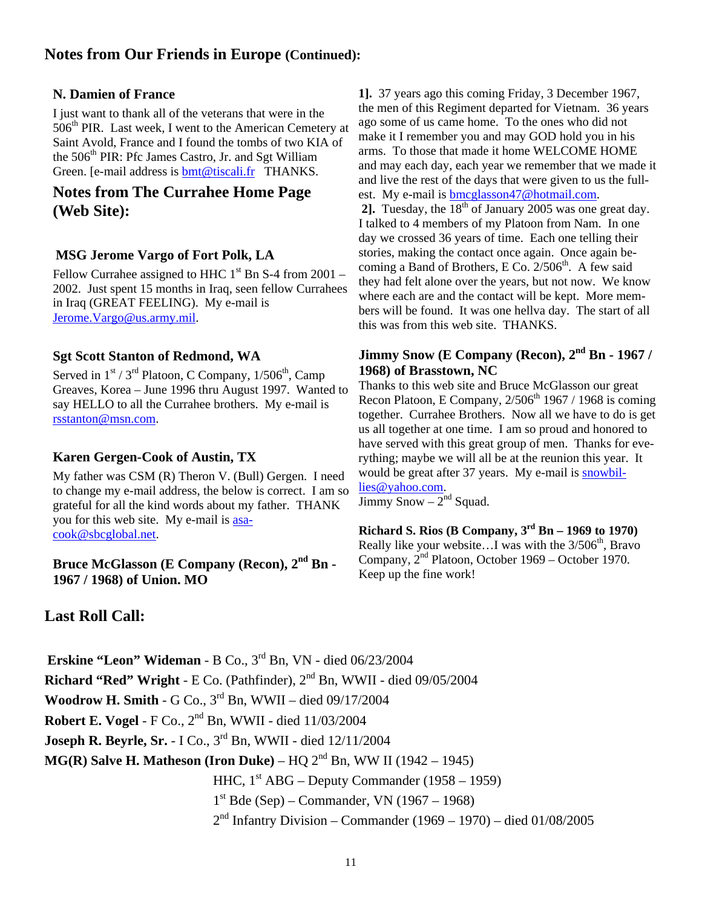## Notes from Our Friends in Europe (Continued):

### N. Damien of France

I just want to thank all of the veterans that were in the 506th PIR. Last week, I went to the American Cemetery at Saint Avold, France and I found the tombs of two KIA of the 506th PIR: Pfc James Castro, Jr. and Sgt William Green. [e-mail address is bmt@tiscali.fr THANKS.

## Notes from The Currahee Home Page (Web Site):

### MSG Jerome Vargo of Fort Polk, LA

Fellow Currahee assigned to HHC 1st Bn S-4 from 2001 – 2002. Just spent 15 months in Iraq, seen fellow Currahees in Iraq (GREAT FEELING). My e-mail is Jerome.Vargo@us.army.mil.

### Sgt Scott Stanton of Redmond, WA

Served in 1st / 3rd Platoon, C Company, 1/506th, Camp Greaves, Korea – June 1996 thru August 1997. Wanted to say HELLO to all the Currahee brothers. My e-mail is rsstanton@msn.com.

### Karen Gergen-Cook of Austin, TX

My father was CSM (R) Theron V. (Bull) Gergen. I need to change my e-mail address, the below is correct. I am so grateful for all the kind words about my father. THANK you for this web site. My e-mail is asa-cook@sbcglobal.net.

### Bruce McGlasson (E Company (Recon), 2nd Bn - 1967 / 1968) of Union. MO

**1].** 37 years ago this coming Friday, 3 December 1967, the men of this Regiment departed for Vietnam. 36 years ago some of us came home. To the ones who did not make it I remember you and may GOD hold you in his arms. To those that made it home WELCOME HOME and may each day, each year we remember that we made it and live the rest of the days that were given to us the fullest. My e-mail is bmcglasson47@hotmail.com.

**2].** Tuesday, the 18th of January 2005 was one great day. I talked to 4 members of my Platoon from Nam. In one day we crossed 36 years of time. Each one telling their stories, making the contact once again. Once again becoming a Band of Brothers, E Co. 2/506th. A few said they had felt alone over the years, but not now. We know where each are and the contact will be kept. More members will be found. It was one hellva day. The start of all this was from this web site. THANKS.

### Jimmy Snow (E Company (Recon), 2nd Bn - 1967 / 1968) of Brasstown, NC

Thanks to this web site and Bruce McGlasson our great Recon Platoon, E Company, 2/506th 1967 / 1968 is coming together. Currahee Brothers. Now all we have to do is get us all together at one time. I am so proud and honored to have served with this great group of men. Thanks for everything; maybe we will all be at the reunion this year. It would be great after 37 years. My e-mail is snowbil-lies@yahoo.com.
Jimmy Snow – 2nd Squad.

### Richard S. Rios (B Company, 3rd Bn – 1969 to 1970)

Really like your website…I was with the 3/506th, Bravo Company, 2nd Platoon, October 1969 – October 1970. Keep up the fine work!

## Last Roll Call:

**Erskine "Leon" Wideman** - B Co., 3rd Bn, VN - died 06/23/2004
**Richard "Red" Wright** - E Co. (Pathfinder), 2nd Bn, WWII - died 09/05/2004
**Woodrow H. Smith** - G Co., 3rd Bn, WWII – died 09/17/2004
**Robert E. Vogel** - F Co., 2nd Bn, WWII - died 11/03/2004
**Joseph R. Beyrle, Sr.** - I Co., 3rd Bn, WWII - died 12/11/2004
**MG(R) Salve H. Matheson (Iron Duke)** – HQ 2nd Bn, WW II (1942 – 1945)
HHC, 1st ABG – Deputy Commander (1958 – 1959)
1st Bde (Sep) – Commander, VN (1967 – 1968)
2nd Infantry Division – Commander (1969 – 1970) – died 01/08/2005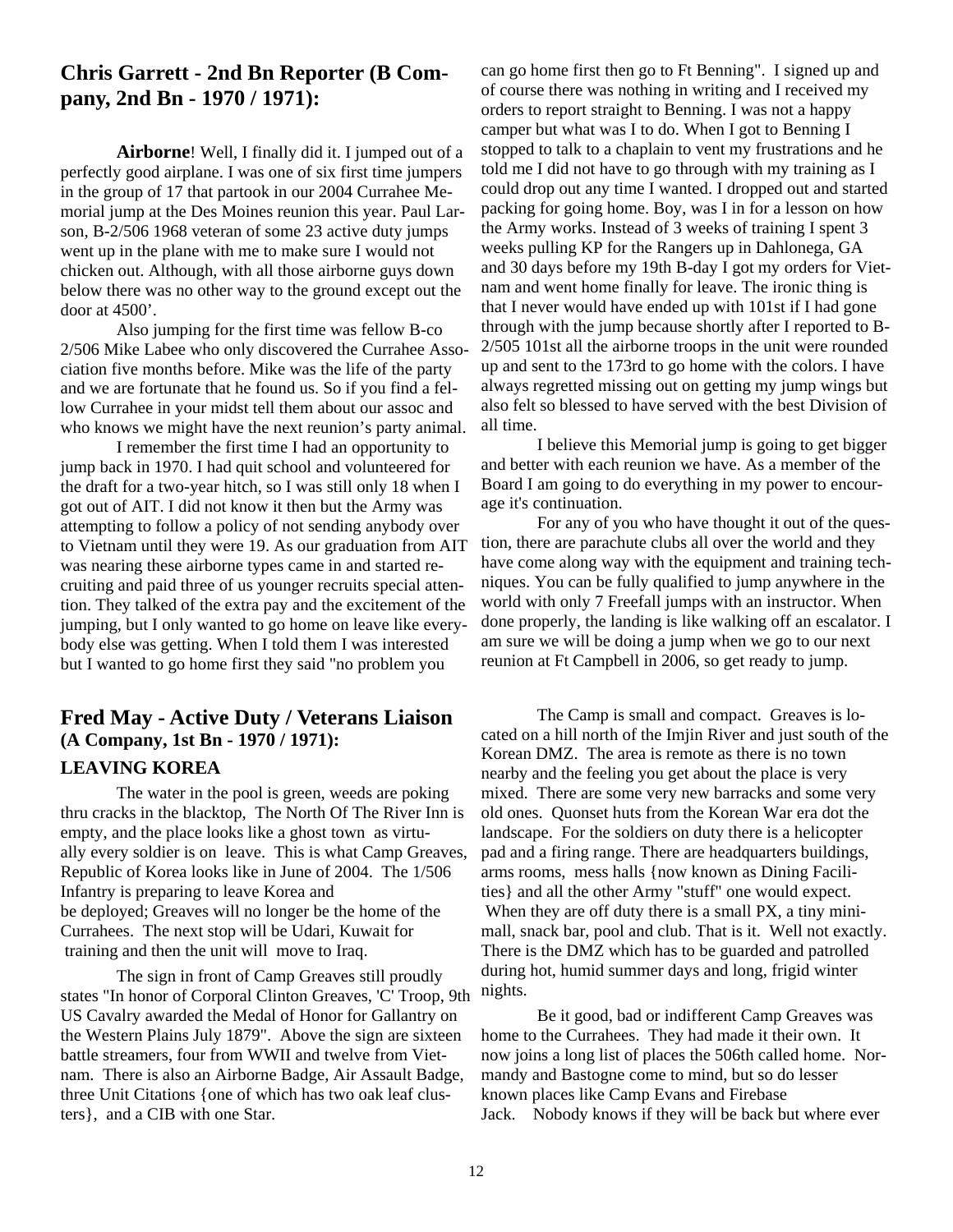## Chris Garrett - 2nd Bn Reporter (B Company, 2nd Bn - 1970 / 1971):

**Airborne**! Well, I finally did it. I jumped out of a perfectly good airplane. I was one of six first time jumpers in the group of 17 that partook in our 2004 Currahee Memorial jump at the Des Moines reunion this year. Paul Larson, B-2/506 1968 veteran of some 23 active duty jumps went up in the plane with me to make sure I would not chicken out. Although, with all those airborne guys down below there was no other way to the ground except out the door at 4500'.

Also jumping for the first time was fellow B-co 2/506 Mike Labee who only discovered the Currahee Association five months before. Mike was the life of the party and we are fortunate that he found us. So if you find a fellow Currahee in your midst tell them about our assoc and who knows we might have the next reunion's party animal.

I remember the first time I had an opportunity to jump back in 1970. I had quit school and volunteered for the draft for a two-year hitch, so I was still only 18 when I got out of AIT. I did not know it then but the Army was attempting to follow a policy of not sending anybody over to Vietnam until they were 19. As our graduation from AIT was nearing these airborne types came in and started recruiting and paid three of us younger recruits special attention. They talked of the extra pay and the excitement of the jumping, but I only wanted to go home on leave like everybody else was getting. When I told them I was interested but I wanted to go home first they said "no problem you can go home first then go to Ft Benning". I signed up and of course there was nothing in writing and I received my orders to report straight to Benning. I was not a happy camper but what was I to do. When I got to Benning I stopped to talk to a chaplain to vent my frustrations and he told me I did not have to go through with my training as I could drop out any time I wanted. I dropped out and started packing for going home. Boy, was I in for a lesson on how the Army works. Instead of 3 weeks of training I spent 3 weeks pulling KP for the Rangers up in Dahlonega, GA and 30 days before my 19th B-day I got my orders for Vietnam and went home finally for leave. The ironic thing is that I never would have ended up with 101st if I had gone through with the jump because shortly after I reported to B-2/505 101st all the airborne troops in the unit were rounded up and sent to the 173rd to go home with the colors. I have always regretted missing out on getting my jump wings but also felt so blessed to have served with the best Division of all time.

I believe this Memorial jump is going to get bigger and better with each reunion we have. As a member of the Board I am going to do everything in my power to encourage it's continuation.

For any of you who have thought it out of the question, there are parachute clubs all over the world and they have come along way with the equipment and training techniques. You can be fully qualified to jump anywhere in the world with only 7 Freefall jumps with an instructor. When done properly, the landing is like walking off an escalator. I am sure we will be doing a jump when we go to our next reunion at Ft Campbell in 2006, so get ready to jump.

## Fred May - Active Duty / Veterans Liaison (A Company, 1st Bn - 1970 / 1971):

### LEAVING KOREA

The water in the pool is green, weeds are poking thru cracks in the blacktop, The North Of The River Inn is empty, and the place looks like a ghost town as virtually every soldier is on leave. This is what Camp Greaves, Republic of Korea looks like in June of 2004. The 1/506 Infantry is preparing to leave Korea and be deployed; Greaves will no longer be the home of the Currahees. The next stop will be Udari, Kuwait for training and then the unit will move to Iraq.

The sign in front of Camp Greaves still proudly states "In honor of Corporal Clinton Greaves, 'C' Troop, 9th US Cavalry awarded the Medal of Honor for Gallantry on the Western Plains July 1879". Above the sign are sixteen battle streamers, four from WWII and twelve from Vietnam. There is also an Airborne Badge, Air Assault Badge, three Unit Citations {one of which has two oak leaf clusters}, and a CIB with one Star.

The Camp is small and compact. Greaves is located on a hill north of the Imjin River and just south of the Korean DMZ. The area is remote as there is no town nearby and the feeling you get about the place is very mixed. There are some very new barracks and some very old ones. Quonset huts from the Korean War era dot the landscape. For the soldiers on duty there is a helicopter pad and a firing range. There are headquarters buildings, arms rooms, mess halls {now known as Dining Facilities} and all the other Army "stuff" one would expect. When they are off duty there is a small PX, a tiny mini-mall, snack bar, pool and club. That is it. Well not exactly. There is the DMZ which has to be guarded and patrolled during hot, humid summer days and long, frigid winter nights.

Be it good, bad or indifferent Camp Greaves was home to the Currahees. They had made it their own. It now joins a long list of places the 506th called home. Normandy and Bastogne come to mind, but so do lesser known places like Camp Evans and Firebase Jack. Nobody knows if they will be back but where ever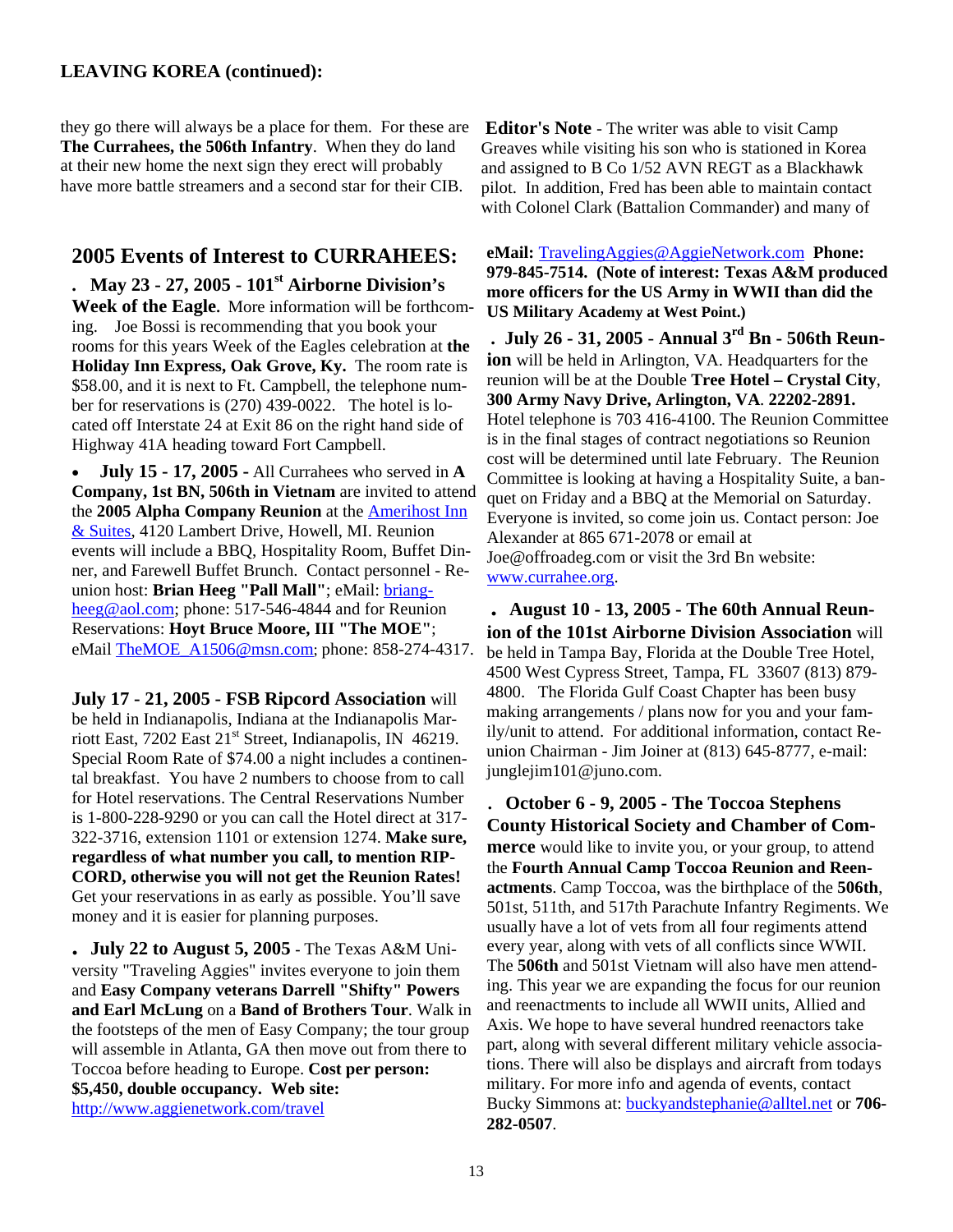**LEAVING KOREA (continued):**

they go there will always be a place for them. For these are **The Currahees, the 506th Infantry**. When they do land at their new home the next sign they erect will probably have more battle streamers and a second star for their CIB.

**Editor's Note** - The writer was able to visit Camp Greaves while visiting his son who is stationed in Korea and assigned to B Co 1/52 AVN REGT as a Blackhawk pilot. In addition, Fred has been able to maintain contact with Colonel Clark (Battalion Commander) and many of

## 2005 Events of Interest to CURRAHEES:

- **May 23 - 27, 2005 - 101st Airborne Division's Week of the Eagle.** More information will be forthcoming. Joe Bossi is recommending that you book your rooms for this years Week of the Eagles celebration at **the Holiday Inn Express, Oak Grove, Ky.** The room rate is $58.00, and it is next to Ft. Campbell, the telephone number for reservations is (270) 439-0022. The hotel is located off Interstate 24 at Exit 86 on the right hand side of Highway 41A heading toward Fort Campbell.

- **July 15 - 17, 2005 -** All Currahees who served in **A Company, 1st BN, 506th in Vietnam** are invited to attend the **2005 Alpha Company Reunion** at the Amerihost Inn & Suites, 4120 Lambert Drive, Howell, MI. Reunion events will include a BBQ, Hospitality Room, Buffet Dinner, and Farewell Buffet Brunch. Contact personnel - Reunion host: **Brian Heeg "Pall Mall"**; eMail: briang-heeg@aol.com; phone: 517-546-4844 and for Reunion Reservations: **Hoyt Bruce Moore, III "The MOE"**; eMail TheMOE_A1506@msn.com; phone: 858-274-4317.

**July 17 - 21, 2005 - FSB Ripcord Association** will be held in Indianapolis, Indiana at the Indianapolis Marriott East, 7202 East 21st Street, Indianapolis, IN 46219. Special Room Rate of $74.00 a night includes a continental breakfast. You have 2 numbers to choose from to call for Hotel reservations. The Central Reservations Number is 1-800-228-9290 or you can call the Hotel direct at 317-322-3716, extension 1101 or extension 1274. **Make sure, regardless of what number you call, to mention RIP-CORD, otherwise you will not get the Reunion Rates!** Get your reservations in as early as possible. You'll save money and it is easier for planning purposes.

- **July 22 to August 5, 2005** - The Texas A&M University "Traveling Aggies" invites everyone to join them and **Easy Company veterans Darrell "Shifty" Powers and Earl McLung** on a **Band of Brothers Tour**. Walk in the footsteps of the men of Easy Company; the tour group will assemble in Atlanta, GA then move out from there to Toccoa before heading to Europe. **Cost per person: $5,450, double occupancy. Web site:** http://www.aggienetwork.com/travel **eMail:** TravelingAggies@AggieNetwork.com **Phone: 979-845-7514. (Note of interest: Texas A&M produced more officers for the US Army in WWII than did the US Military Academy at West Point.)**

- **July 26 - 31, 2005 - Annual 3rd Bn - 506th Reunion** will be held in Arlington, VA. Headquarters for the reunion will be at the Double **Tree Hotel – Crystal City**, **300 Army Navy Drive, Arlington, VA. 22202-2891.** Hotel telephone is 703 416-4100. The Reunion Committee is in the final stages of contract negotiations so Reunion cost will be determined until late February. The Reunion Committee is looking at having a Hospitality Suite, a banquet on Friday and a BBQ at the Memorial on Saturday. Everyone is invited, so come join us. Contact person: Joe Alexander at 865 671-2078 or email at Joe@offroadeg.com or visit the 3rd Bn website: www.currahee.org.

- **August 10 - 13, 2005 - The 60th Annual Reunion of the 101st Airborne Division Association** will be held in Tampa Bay, Florida at the Double Tree Hotel, 4500 West Cypress Street, Tampa, FL 33607 (813) 879-4800. The Florida Gulf Coast Chapter has been busy making arrangements / plans now for you and your family/unit to attend. For additional information, contact Reunion Chairman - Jim Joiner at (813) 645-8777, e-mail: junglejim101@juno.com.

- **October 6 - 9, 2005 - The Toccoa Stephens County Historical Society and Chamber of Commerce** would like to invite you, or your group, to attend the **Fourth Annual Camp Toccoa Reunion and Reenactments**. Camp Toccoa, was the birthplace of the **506th**, 501st, 511th, and 517th Parachute Infantry Regiments. We usually have a lot of vets from all four regiments attend every year, along with vets of all conflicts since WWII. The **506th** and 501st Vietnam will also have men attending. This year we are expanding the focus for our reunion and reenactments to include all WWII units, Allied and Axis. We hope to have several hundred reenactors take part, along with several different military vehicle associations. There will also be displays and aircraft from todays military. For more info and agenda of events, contact Bucky Simmons at: buckyandstephanie@alltel.net or **706-282-0507**.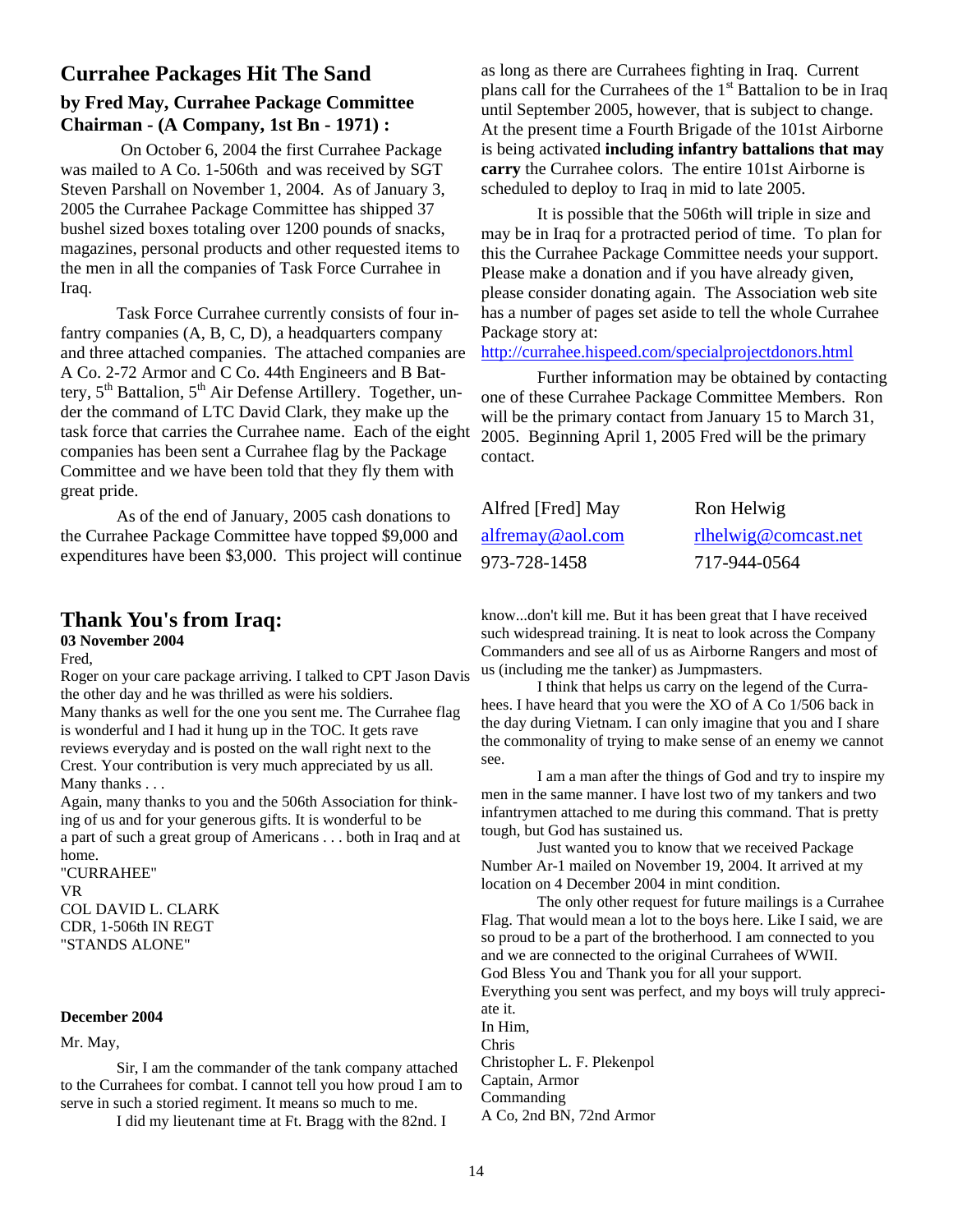## Currahee Packages Hit The Sand

### by Fred May, Currahee Package Committee Chairman - (A Company, 1st Bn - 1971) :

On October 6, 2004 the first Currahee Package was mailed to A Co. 1-506th and was received by SGT Steven Parshall on November 1, 2004. As of January 3, 2005 the Currahee Package Committee has shipped 37 bushel sized boxes totaling over 1200 pounds of snacks, magazines, personal products and other requested items to the men in all the companies of Task Force Currahee in Iraq.

Task Force Currahee currently consists of four infantry companies (A, B, C, D), a headquarters company and three attached companies. The attached companies are A Co. 2-72 Armor and C Co. 44th Engineers and B Battery, 5th Battalion, 5th Air Defense Artillery. Together, under the command of LTC David Clark, they make up the task force that carries the Currahee name. Each of the eight companies has been sent a Currahee flag by the Package Committee and we have been told that they fly them with great pride.

As of the end of January, 2005 cash donations to the Currahee Package Committee have topped $9,000 and expenditures have been $3,000. This project will continue as long as there are Currahees fighting in Iraq. Current plans call for the Currahees of the 1st Battalion to be in Iraq until September 2005, however, that is subject to change. At the present time a Fourth Brigade of the 101st Airborne is being activated **including infantry battalions that may carry** the Currahee colors. The entire 101st Airborne is scheduled to deploy to Iraq in mid to late 2005.

It is possible that the 506th will triple in size and may be in Iraq for a protracted period of time. To plan for this the Currahee Package Committee needs your support. Please make a donation and if you have already given, please consider donating again. The Association web site has a number of pages set aside to tell the whole Currahee Package story at:

http://currahee.hispeed.com/specialprojectdonors.html

Further information may be obtained by contacting one of these Currahee Package Committee Members. Ron will be the primary contact from January 15 to March 31, 2005. Beginning April 1, 2005 Fred will be the primary contact.

| | |
|---|---|
| Alfred [Fred] May | Ron Helwig |
| alfremay@aol.com | rlhelwig@comcast.net |
| 973-728-1458 | 717-944-0564 |

## Thank You's from Iraq:

**03 November 2004**

Fred,

Roger on your care package arriving. I talked to CPT Jason Davis the other day and he was thrilled as were his soldiers.

Many thanks as well for the one you sent me. The Currahee flag is wonderful and I had it hung up in the TOC. It gets rave reviews everyday and is posted on the wall right next to the Crest. Your contribution is very much appreciated by us all.

Many thanks . . .

Again, many thanks to you and the 506th Association for thinking of us and for your generous gifts. It is wonderful to be a part of such a great group of Americans . . . both in Iraq and at home.

"CURRAHEE"

VR

COL DAVID L. CLARK

CDR, 1-506th IN REGT

"STANDS ALONE"

**December 2004**

Mr. May,

Sir, I am the commander of the tank company attached to the Currahees for combat. I cannot tell you how proud I am to serve in such a storied regiment. It means so much to me.

I did my lieutenant time at Ft. Bragg with the 82nd. I know...don't kill me. But it has been great that I have received such widespread training. It is neat to look across the Company Commanders and see all of us as Airborne Rangers and most of us (including me the tanker) as Jumpmasters.

I think that helps us carry on the legend of the Currahees. I have heard that you were the XO of A Co 1/506 back in the day during Vietnam. I can only imagine that you and I share the commonality of trying to make sense of an enemy we cannot see.

I am a man after the things of God and try to inspire my men in the same manner. I have lost two of my tankers and two infantrymen attached to me during this command. That is pretty tough, but God has sustained us.

Just wanted you to know that we received Package Number Ar-1 mailed on November 19, 2004. It arrived at my location on 4 December 2004 in mint condition.

The only other request for future mailings is a Currahee Flag. That would mean a lot to the boys here. Like I said, we are so proud to be a part of the brotherhood. I am connected to you and we are connected to the original Currahees of WWII.

God Bless You and Thank you for all your support.

Everything you sent was perfect, and my boys will truly appreciate it.

In Him,

Chris

Christopher L. F. Plekenpol

Captain, Armor

Commanding

A Co, 2nd BN, 72nd Armor